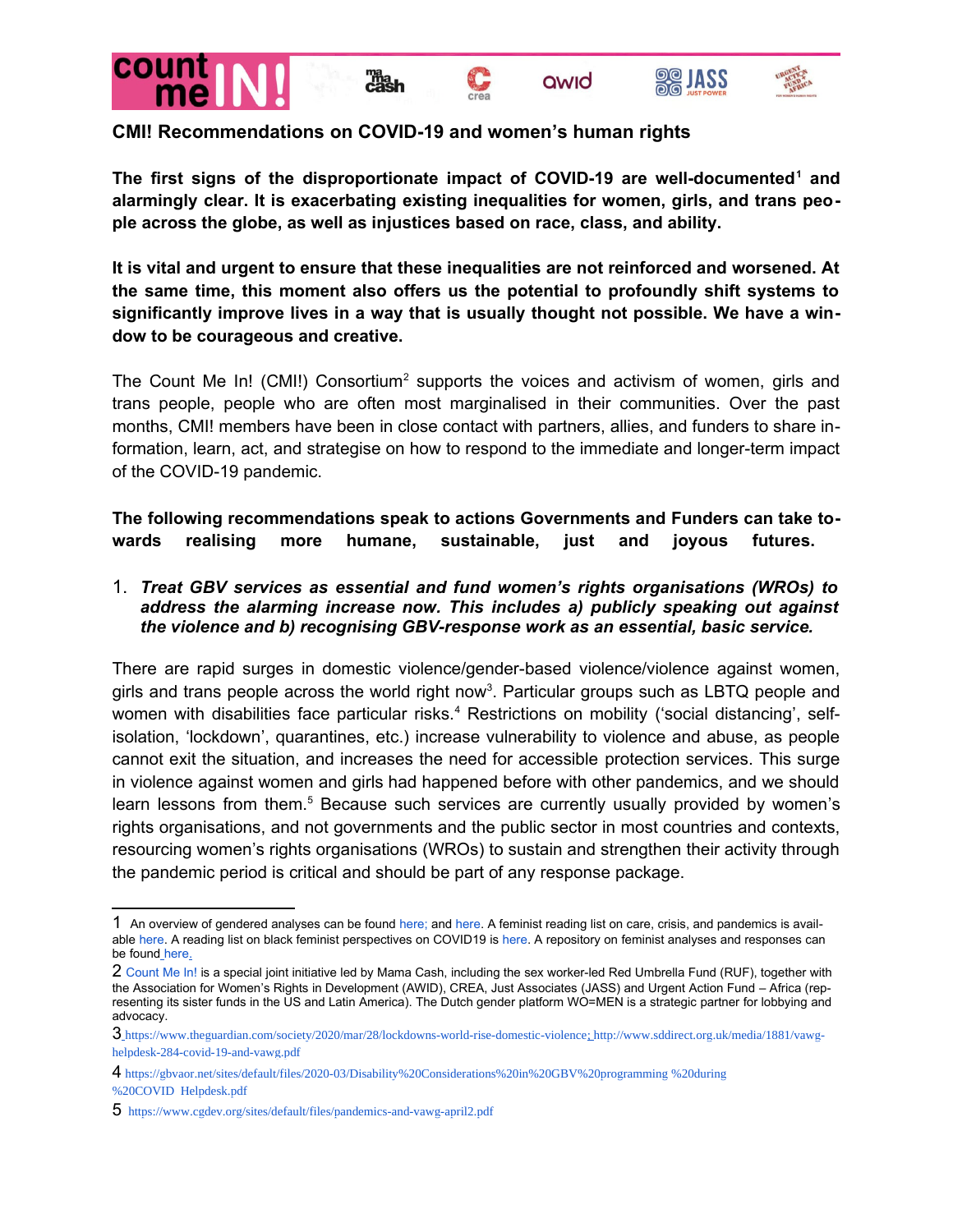## CMI! Recommendations on COVID-19 and women's human rights

**The first signs of the disproportionate impact of COVID-19 are well-documented[1] and alarmingly clear. It is exacerbating existing inequalities for women, girls, and trans people across the globe, as well as injustices based on race, class, and ability.**

**It is vital and urgent to ensure that these inequalities are not reinforced and worsened. At the same time, this moment also offers us the potential to profoundly shift systems to significantly improve lives in a way that is usually thought not possible. We have a window to be courageous and creative.**

The Count Me In! (CMI!) Consortium[2] supports the voices and activism of women, girls and trans people, people who are often most marginalised in their communities. Over the past months, CMI! members have been in close contact with partners, allies, and funders to share information, learn, act, and strategise on how to respond to the immediate and longer-term impact of the COVID-19 pandemic.

**The following recommendations speak to actions Governments and Funders can take towards realising more humane, sustainable, just and joyous futures.**

1. ***Treat GBV services as essential and fund women's rights organisations (WROs) to address the alarming increase now. This includes a) publicly speaking out against the violence and b) recognising GBV-response work as an essential, basic service.***

There are rapid surges in domestic violence/gender-based violence/violence against women, girls and trans people across the world right now[3]. Particular groups such as LBTQ people and women with disabilities face particular risks.[4] Restrictions on mobility ('social distancing', self-isolation, 'lockdown', quarantines, etc.) increase vulnerability to violence and abuse, as people cannot exit the situation, and increases the need for accessible protection services. This surge in violence against women and girls had happened before with other pandemics, and we should learn lessons from them.[5] Because such services are currently usually provided by women's rights organisations, and not governments and the public sector in most countries and contexts, resourcing women's rights organisations (WROs) to sustain and strengthen their activity through the pandemic period is critical and should be part of any response package.

---

1 An overview of gendered analyses can be found here; and here. A feminist reading list on care, crisis, and pandemics is available here. A reading list on black feminist perspectives on COVID19 is here. A repository on feminist analyses and responses can be found here.

2 Count Me In! is a special joint initiative led by Mama Cash, including the sex worker-led Red Umbrella Fund (RUF), together with the Association for Women's Rights in Development (AWID), CREA, Just Associates (JASS) and Urgent Action Fund – Africa (representing its sister funds in the US and Latin America). The Dutch gender platform WO=MEN is a strategic partner for lobbying and advocacy.

3 https://www.theguardian.com/society/2020/mar/28/lockdowns-world-rise-domestic-violence; http://www.sddirect.org.uk/media/1881/vawg-helpdesk-284-covid-19-and-vawg.pdf

4 https://gbvaor.net/sites/default/files/2020-03/Disability%20Considerations%20in%20GBV%20programming %20during %20COVID Helpdesk.pdf

5 https://www.cgdev.org/sites/default/files/pandemics-and-vawg-april2.pdf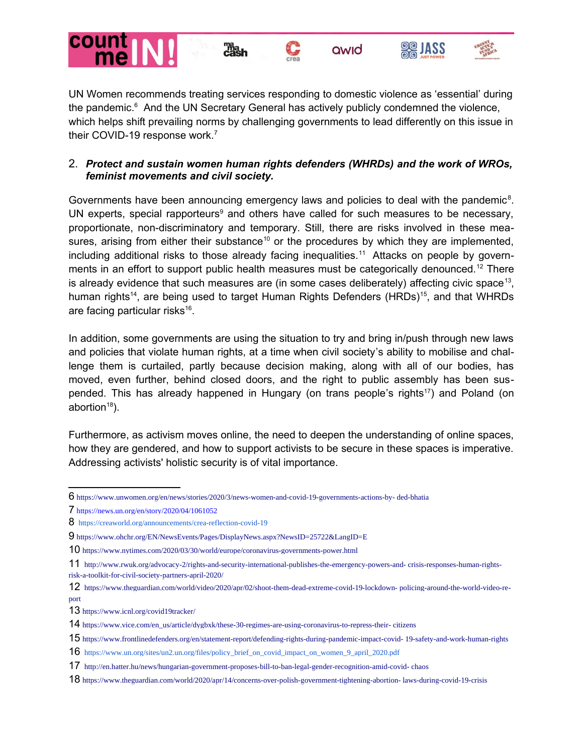UN Women recommends treating services responding to domestic violence as 'essential' during the pandemic.[6] And the UN Secretary General has actively publicly condemned the violence, which helps shift prevailing norms by challenging governments to lead differently on this issue in their COVID-19 response work.[7]

2. ***Protect and sustain women human rights defenders (WHRDs) and the work of WROs, feminist movements and civil society.***

Governments have been announcing emergency laws and policies to deal with the pandemic[8]. UN experts, special rapporteurs[9] and others have called for such measures to be necessary, proportionate, non-discriminatory and temporary. Still, there are risks involved in these measures, arising from either their substance[10] or the procedures by which they are implemented, including additional risks to those already facing inequalities.[11] Attacks on people by governments in an effort to support public health measures must be categorically denounced.[12] There is already evidence that such measures are (in some cases deliberately) affecting civic space[13], human rights[14], are being used to target Human Rights Defenders (HRDs)[15], and that WHRDs are facing particular risks[16].

In addition, some governments are using the situation to try and bring in/push through new laws and policies that violate human rights, at a time when civil society's ability to mobilise and challenge them is curtailed, partly because decision making, along with all of our bodies, has moved, even further, behind closed doors, and the right to public assembly has been suspended. This has already happened in Hungary (on trans people's rights[17]) and Poland (on abortion[18]).

Furthermore, as activism moves online, the need to deepen the understanding of online spaces, how they are gendered, and how to support activists to be secure in these spaces is imperative. Addressing activists' holistic security is of vital importance.

---

6 https://www.unwomen.org/en/news/stories/2020/3/news-women-and-covid-19-governments-actions-by- ded-bhatia

7 https://news.un.org/en/story/2020/04/1061052

8 https://creaworld.org/announcements/crea-reflection-covid-19

9 https://www.ohchr.org/EN/NewsEvents/Pages/DisplayNews.aspx?NewsID=25722&LangID=E

10 https://www.nytimes.com/2020/03/30/world/europe/coronavirus-governments-power.html

11 http://www.rwuk.org/advocacy-2/rights-and-security-international-publishes-the-emergency-powers-and- crisis-responses-human-rights-risk-a-toolkit-for-civil-society-partners-april-2020/

12 https://www.theguardian.com/world/video/2020/apr/02/shoot-them-dead-extreme-covid-19-lockdown- policing-around-the-world-video-report

13 https://www.icnl.org/covid19tracker/

14 https://www.vice.com/en_us/article/dygbxk/these-30-regimes-are-using-coronavirus-to-repress-their- citizens

15 https://www.frontlinedefenders.org/en/statement-report/defending-rights-during-pandemic-impact-covid- 19-safety-and-work-human-rights

16 https://www.un.org/sites/un2.un.org/files/policy_brief_on_covid_impact_on_women_9_april_2020.pdf

17 http://en.hatter.hu/news/hungarian-government-proposes-bill-to-ban-legal-gender-recognition-amid-covid- chaos

18 https://www.theguardian.com/world/2020/apr/14/concerns-over-polish-government-tightening-abortion- laws-during-covid-19-crisis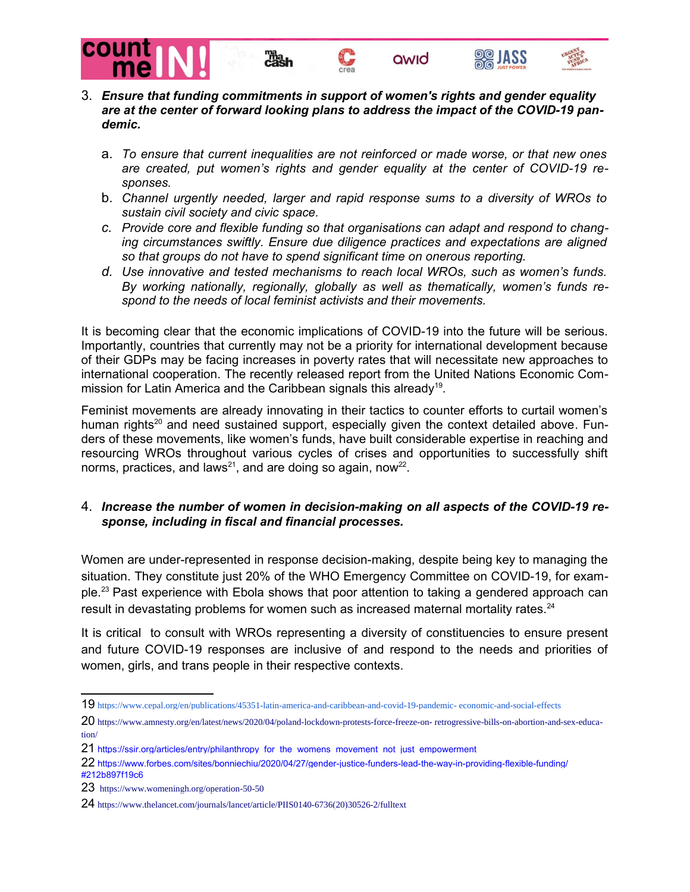3. ***Ensure that funding commitments in support of women's rights and gender equality are at the center of forward looking plans to address the impact of the COVID-19 pandemic.***

    a. *To ensure that current inequalities are not reinforced or made worse, or that new ones are created, put women's rights and gender equality at the center of COVID-19 responses.*
    b. *Channel urgently needed, larger and rapid response sums to a diversity of WROs to sustain civil society and civic space.*
    c. *Provide core and flexible funding so that organisations can adapt and respond to changing circumstances swiftly. Ensure due diligence practices and expectations are aligned so that groups do not have to spend significant time on onerous reporting.*
    d. *Use innovative and tested mechanisms to reach local WROs, such as women's funds. By working nationally, regionally, globally as well as thematically, women's funds respond to the needs of local feminist activists and their movements.*

It is becoming clear that the economic implications of COVID-19 into the future will be serious. Importantly, countries that currently may not be a priority for international development because of their GDPs may be facing increases in poverty rates that will necessitate new approaches to international cooperation. The recently released report from the United Nations Economic Commission for Latin America and the Caribbean signals this already[19].

Feminist movements are already innovating in their tactics to counter efforts to curtail women's human rights[20] and need sustained support, especially given the context detailed above. Funders of these movements, like women's funds, have built considerable expertise in reaching and resourcing WROs throughout various cycles of crises and opportunities to successfully shift norms, practices, and laws[21], and are doing so again, now[22].

4. ***Increase the number of women in decision-making on all aspects of the COVID-19 response, including in fiscal and financial processes.***

Women are under-represented in response decision-making, despite being key to managing the situation. They constitute just 20% of the WHO Emergency Committee on COVID-19, for example.[23] Past experience with Ebola shows that poor attention to taking a gendered approach can result in devastating problems for women such as increased maternal mortality rates.[24]

It is critical to consult with WROs representing a diversity of constituencies to ensure present and future COVID-19 responses are inclusive of and respond to the needs and priorities of women, girls, and trans people in their respective contexts.

---

19 https://www.cepal.org/en/publications/45351-latin-america-and-caribbean-and-covid-19-pandemic- economic-and-social-effects

20 https://www.amnesty.org/en/latest/news/2020/04/poland-lockdown-protests-force-freeze-on- retrogressive-bills-on-abortion-and-sex-education/

21 https://ssir.org/articles/entry/philanthropy for the womens movement not just empowerment

22 https://www.forbes.com/sites/bonniechiu/2020/04/27/gender-justice-funders-lead-the-way-in-providing-flexible-funding/#212b897f19c6

23 https://www.womeningh.org/operation-50-50

24 https://www.thelancet.com/journals/lancet/article/PIIS0140-6736(20)30526-2/fulltext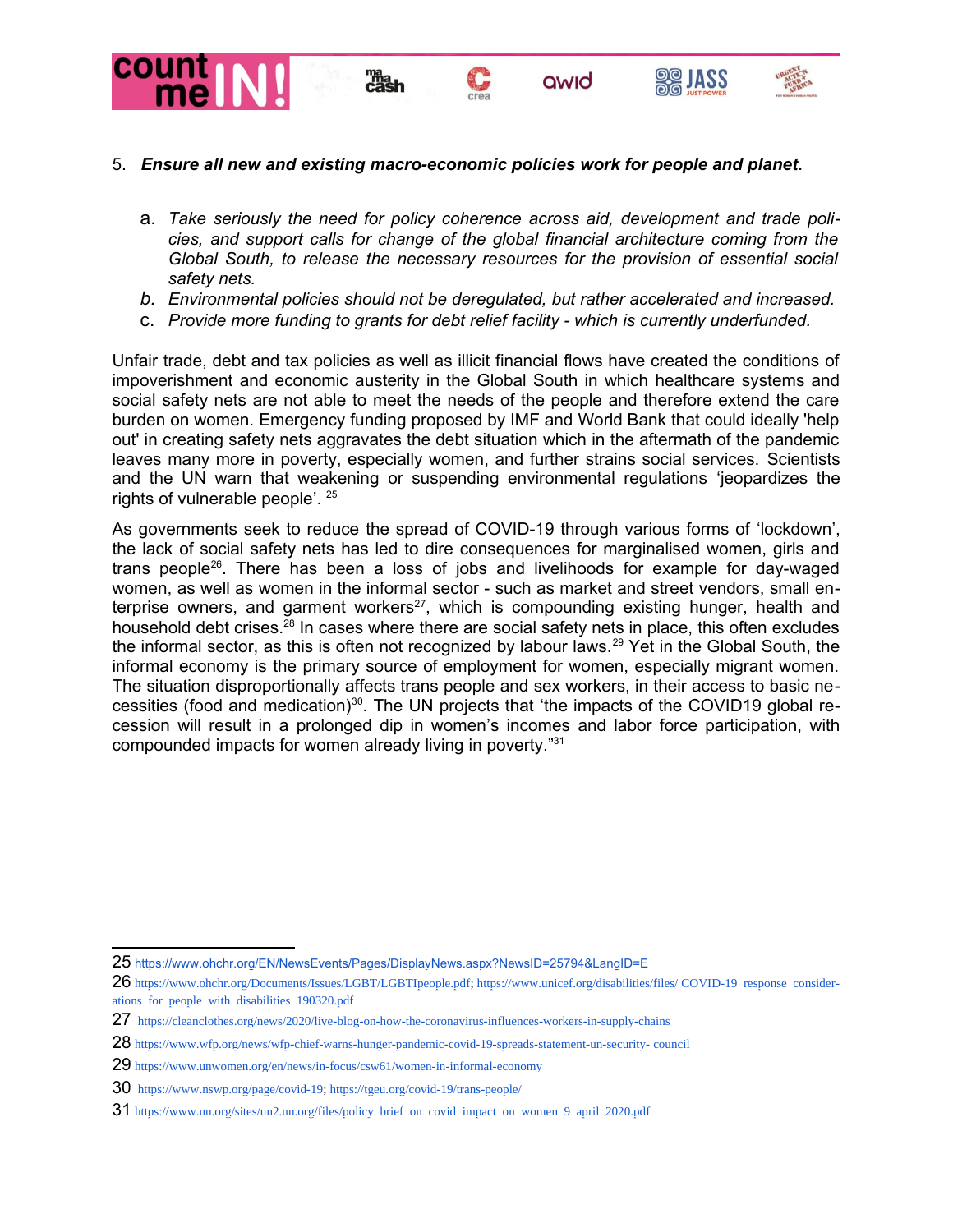5. ***Ensure all new and existing macro-economic policies work for people and planet.***

   a. *Take seriously the need for policy coherence across aid, development and trade policies, and support calls for change of the global financial architecture coming from the Global South, to release the necessary resources for the provision of essential social safety nets.*
   
   b. *Environmental policies should not be deregulated, but rather accelerated and increased.*
   
   c. *Provide more funding to grants for debt relief facility - which is currently underfunded.*

Unfair trade, debt and tax policies as well as illicit financial flows have created the conditions of impoverishment and economic austerity in the Global South in which healthcare systems and social safety nets are not able to meet the needs of the people and therefore extend the care burden on women. Emergency funding proposed by IMF and World Bank that could ideally 'help out' in creating safety nets aggravates the debt situation which in the aftermath of the pandemic leaves many more in poverty, especially women, and further strains social services. Scientists and the UN warn that weakening or suspending environmental regulations 'jeopardizes the rights of vulnerable people'. [25]

As governments seek to reduce the spread of COVID-19 through various forms of 'lockdown', the lack of social safety nets has led to dire consequences for marginalised women, girls and trans people[26]. There has been a loss of jobs and livelihoods for example for day-waged women, as well as women in the informal sector - such as market and street vendors, small enterprise owners, and garment workers[27], which is compounding existing hunger, health and household debt crises.[28] In cases where there are social safety nets in place, this often excludes the informal sector, as this is often not recognized by labour laws.[29] Yet in the Global South, the informal economy is the primary source of employment for women, especially migrant women. The situation disproportionally affects trans people and sex workers, in their access to basic necessities (food and medication)[30]. The UN projects that 'the impacts of the COVID19 global recession will result in a prolonged dip in women's incomes and labor force participation, with compounded impacts for women already living in poverty."[31]

---

25 https://www.ohchr.org/EN/NewsEvents/Pages/DisplayNews.aspx?NewsID=25794&LangID=E

26 https://www.ohchr.org/Documents/Issues/LGBT/LGBTIpeople.pdf; https://www.unicef.org/disabilities/files/ COVID-19 response considerations for people with disabilities 190320.pdf

27 https://cleanclothes.org/news/2020/live-blog-on-how-the-coronavirus-influences-workers-in-supply-chains

28 https://www.wfp.org/news/wfp-chief-warns-hunger-pandemic-covid-19-spreads-statement-un-security- council

29 https://www.unwomen.org/en/news/in-focus/csw61/women-in-informal-economy

30 https://www.nswp.org/page/covid-19; https://tgeu.org/covid-19/trans-people/

31 https://www.un.org/sites/un2.un.org/files/policy brief on covid impact on women 9 april 2020.pdf